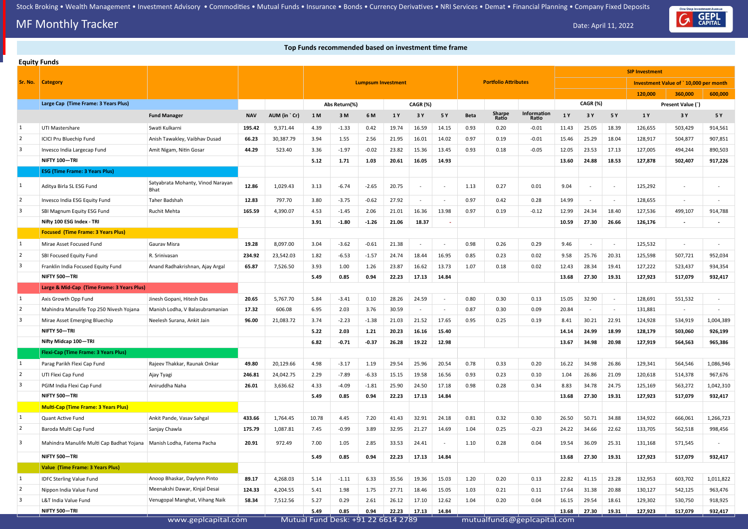Stock Broking • Wealth Management • Investment Advisory • Commodities • Mutual Funds • Insurance • Bonds • Currency Derivatives • NRI Services • Demat • Financial Planning • Company Fixed Deposits

# MF Monthly Tracker

Date: April 11, 2022

## Top Funds recommended based on investment time frame

### Equity Funds

| Sr. No. | Category | | | | Lumpsum Investment | | | | | | Portfolio Attributes | | | SIP Investment | | | | | |
|---|---|---|---|---|---|---|---|---|---|---|---|---|---|---|---|---|---|---|---|
| | | | | | | | | | | | | | | | | | Investment Value of ` 10,000 per month | | |
| | | | | | | | | | | | | | | | | | 120,000 | 360,000 | 600,000 |
| | **Large Cap (Time Frame: 3 Years Plus)** | | | | Abs Return(%) | | | CAGR (%) | | | | | | CAGR (%) | | | Present Value (`) | | |
| | | **Fund Manager** | **NAV** | **AUM (in ` Cr)** | **1 M** | **3 M** | **6 M** | **1 Y** | **3 Y** | **5 Y** | **Beta** | **Sharpe Ratio** | **Information Ratio** | **1 Y** | **3 Y** | **5 Y** | **1 Y** | **3 Y** | **5 Y** |
| 1 | UTI Mastershare | Swati Kulkarni | 195.42 | 9,371.44 | 4.39 | -1.33 | 0.42 | 19.74 | 16.59 | 14.15 | 0.93 | 0.20 | -0.01 | 11.43 | 25.05 | 18.39 | 126,655 | 503,429 | 914,561 |
| 2 | ICICI Pru Bluechip Fund | Anish Tawakley, Vaibhav Dusad | 66.23 | 30,387.79 | 3.94 | 1.55 | 2.56 | 21.95 | 16.01 | 14.02 | 0.97 | 0.19 | -0.01 | 15.46 | 25.29 | 18.04 | 128,917 | 504,877 | 907,851 |
| 3 | Invesco India Largecap Fund | Amit Nigam, Nitin Gosar | 44.29 | 523.40 | 3.36 | -1.97 | -0.02 | 23.82 | 15.36 | 13.45 | 0.93 | 0.18 | -0.05 | 12.05 | 23.53 | 17.13 | 127,005 | 494,244 | 890,503 |
| | **NIFTY 100—TRI** | | | | **5.12** | **1.71** | **1.03** | **20.61** | **16.05** | **14.93** | | | | **13.60** | **24.88** | **18.53** | **127,878** | **502,407** | **917,226** |
| | **ESG (Time Frame: 3 Years Plus)** | | | | | | | | | | | | | | | | | | |
| 1 | Aditya Birla SL ESG Fund | Satyabrata Mohanty, Vinod Narayan Bhat | 12.86 | 1,029.43 | 3.13 | -6.74 | -2.65 | 20.75 | - | - | 1.13 | 0.27 | 0.01 | 9.04 | - | - | 125,292 | - | - |
| 2 | Invesco India ESG Equity Fund | Taher Badshah | 12.83 | 797.70 | 3.80 | -3.75 | -0.62 | 27.92 | - | - | 0.97 | 0.42 | 0.28 | 14.99 | - | - | 128,655 | - | - |
| 3 | SBI Magnum Equity ESG Fund | Ruchit Mehta | 165.59 | 4,390.07 | 4.53 | -1.45 | 2.06 | 21.01 | 16.36 | 13.98 | 0.97 | 0.19 | -0.12 | 12.99 | 24.34 | 18.40 | 127,536 | 499,107 | 914,788 |
| | **Nifty 100 ESG Index - TRI** | | | | **3.91** | **-1.80** | **-1.26** | **21.06** | **18.37** | **-** | | | | **10.59** | **27.30** | **26.66** | **126,176** | **-** | **-** |
| | **Focused (Time Frame: 3 Years Plus)** | | | | | | | | | | | | | | | | | | |
| 1 | Mirae Asset Focused Fund | Gaurav Misra | 19.28 | 8,097.00 | 3.04 | -3.62 | -0.61 | 21.38 | - | - | 0.98 | 0.26 | 0.29 | 9.46 | - | - | 125,532 | - | - |
| 2 | SBI Focused Equity Fund | R. Srinivasan | 234.92 | 23,542.03 | 1.82 | -6.53 | -1.57 | 24.74 | 18.44 | 16.95 | 0.85 | 0.23 | 0.02 | 9.58 | 25.76 | 20.31 | 125,598 | 507,721 | 952,034 |
| 3 | Franklin India Focused Equity Fund | Anand Radhakrishnan, Ajay Argal | 65.87 | 7,526.50 | 3.93 | 1.00 | 1.26 | 23.87 | 16.62 | 13.73 | 1.07 | 0.18 | 0.02 | 12.43 | 28.34 | 19.41 | 127,222 | 523,437 | 934,354 |
| | **NIFTY 500—TRI** | | | | **5.49** | **0.85** | **0.94** | **22.23** | **17.13** | **14.84** | | | | **13.68** | **27.30** | **19.31** | **127,923** | **517,079** | **932,417** |
| | **Large & Mid-Cap (Time Frame: 3 Years Plus)** | | | | | | | | | | | | | | | | | | |
| 1 | Axis Growth Opp Fund | Jinesh Gopani, Hitesh Das | 20.65 | 5,767.70 | 5.84 | -3.41 | 0.10 | 28.26 | 24.59 | - | 0.80 | 0.30 | 0.13 | 15.05 | 32.90 | - | 128,691 | 551,532 | - |
| 2 | Mahindra Manulife Top 250 Nivesh Yojana | Manish Lodha, V Balasubramanian | 17.32 | 606.08 | 6.95 | 2.03 | 3.76 | 30.59 | - | - | 0.87 | 0.30 | 0.09 | 20.84 | - | - | 131,881 | - | - |
| 3 | Mirae Asset Emerging Bluechip | Neelesh Surana, Ankit Jain | 96.00 | 21,083.72 | 3.74 | -2.23 | -1.38 | 21.03 | 21.52 | 17.65 | 0.95 | 0.25 | 0.19 | 8.41 | 30.21 | 22.91 | 124,928 | 534,919 | 1,004,389 |
| | **NIFTY 50—TRI** | | | | **5.22** | **2.03** | **1.21** | **20.23** | **16.16** | **15.40** | | | | **14.14** | **24.99** | **18.99** | **128,179** | **503,060** | **926,199** |
| | **Nifty Midcap 100—TRI** | | | | **6.82** | **-0.71** | **-0.37** | **26.28** | **19.22** | **12.98** | | | | **13.67** | **34.98** | **20.98** | **127,919** | **564,563** | **965,386** |
| | **Flexi-Cap (Time Frame: 3 Years Plus)** | | | | | | | | | | | | | | | | | | |
| 1 | Parag Parikh Flexi Cap Fund | Rajeev Thakkar, Raunak Onkar | 49.80 | 20,129.66 | 4.98 | -3.17 | 1.19 | 29.54 | 25.96 | 20.54 | 0.78 | 0.33 | 0.20 | 16.22 | 34.98 | 26.86 | 129,341 | 564,546 | 1,086,946 |
| 2 | UTI Flexi Cap Fund | Ajay Tyagi | 246.81 | 24,042.75 | 2.29 | -7.89 | -6.33 | 15.15 | 19.58 | 16.56 | 0.93 | 0.23 | 0.10 | 1.04 | 26.86 | 21.09 | 120,618 | 514,378 | 967,676 |
| 3 | PGIM India Flexi Cap Fund | Aniruddha Naha | 26.01 | 3,636.62 | 4.33 | -4.09 | -1.81 | 25.90 | 24.50 | 17.18 | 0.98 | 0.28 | 0.34 | 8.83 | 34.78 | 24.75 | 125,169 | 563,272 | 1,042,310 |
| | **NIFTY 500—TRI** | | | | **5.49** | **0.85** | **0.94** | **22.23** | **17.13** | **14.84** | | | | **13.68** | **27.30** | **19.31** | **127,923** | **517,079** | **932,417** |
| | **Multi-Cap (Time Frame: 3 Years Plus)** | | | | | | | | | | | | | | | | | | |
| 1 | Quant Active Fund | Ankit Pande, Vasav Sahgal | 433.66 | 1,764.45 | 10.78 | 4.45 | 7.20 | 41.43 | 32.91 | 24.18 | 0.81 | 0.32 | 0.30 | 26.50 | 50.71 | 34.88 | 134,922 | 666,061 | 1,266,723 |
| 2 | Baroda Multi Cap Fund | Sanjay Chawla | 175.79 | 1,087.81 | 7.45 | -0.99 | 3.89 | 32.95 | 21.27 | 14.69 | 1.04 | 0.25 | -0.23 | 24.22 | 34.66 | 22.62 | 133,705 | 562,518 | 998,456 |
| 3 | Mahindra Manulife Multi Cap Badhat Yojana | Manish Lodha, Fatema Pacha | 20.91 | 972.49 | 7.00 | 1.05 | 2.85 | 33.53 | 24.41 | - | 1.10 | 0.28 | 0.04 | 19.54 | 36.09 | 25.31 | 131,168 | 571,545 | - |
| | **NIFTY 500—TRI** | | | | **5.49** | **0.85** | **0.94** | **22.23** | **17.13** | **14.84** | | | | **13.68** | **27.30** | **19.31** | **127,923** | **517,079** | **932,417** |
| | **Value (Time Frame: 3 Years Plus)** | | | | | | | | | | | | | | | | | | |
| 1 | IDFC Sterling Value Fund | Anoop Bhaskar, Daylynn Pinto | 89.17 | 4,268.03 | 5.14 | -1.11 | 6.33 | 35.56 | 19.36 | 15.03 | 1.20 | 0.20 | 0.13 | 22.82 | 41.15 | 23.28 | 132,953 | 603,702 | 1,011,822 |
| 2 | Nippon India Value Fund | Meenakshi Dawar, Kinjal Desai | 124.33 | 4,204.55 | 5.41 | 1.98 | 1.75 | 27.71 | 18.46 | 15.05 | 1.03 | 0.21 | 0.11 | 17.64 | 31.38 | 20.88 | 130,127 | 542,125 | 963,476 |
| 3 | L&T India Value Fund | Venugopal Manghat, Vihang Naik | 58.34 | 7,512.56 | 5.27 | 0.29 | 2.61 | 26.12 | 17.10 | 12.62 | 1.04 | 0.20 | 0.04 | 16.15 | 29.54 | 18.61 | 129,302 | 530,750 | 918,925 |
| | **NIFTY 500—TRI** | | | | **5.49** | **0.85** | **0.94** | **22.23** | **17.13** | **14.84** | | | | **13.68** | **27.30** | **19.31** | **127,923** | **517,079** | **932,417** |

www.geplcapital.com Mutual Fund Desk: +91 22 6614 2789 mutualfunds@geplcapital.com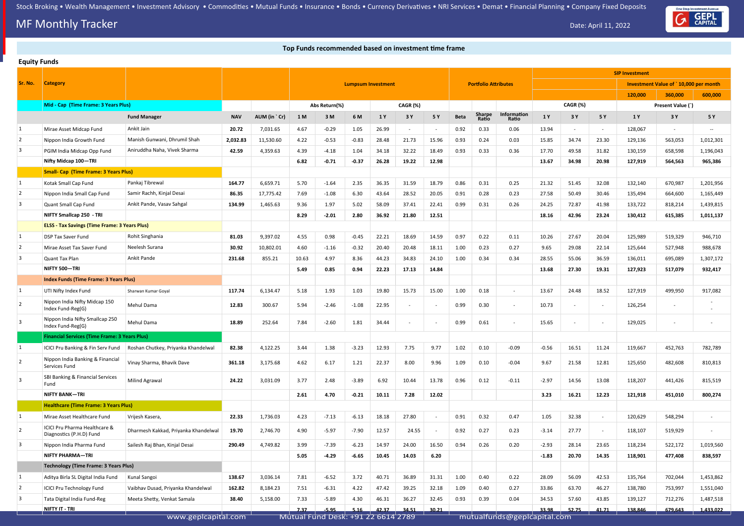## MF Monthly Tracker

Date: April 11, 2022

**Top Funds recommended based on investment time frame**

### Equity Funds

| Sr. No. | Category | Fund Manager | NAV | AUM (in ` Cr) | Lumpsum Investment Abs Return(%) 1 M | 3 M | 6 M | CAGR (%) 1 Y | 3 Y | 5 Y | Portfolio Attributes Beta | Sharpe Ratio | Information Ratio | SIP Investment CAGR (%) 1 Y | 3 Y | 5 Y | Present Value (`) 120,000 1 Y | 360,000 3 Y | 600,000 5 Y |
|---|---|---|---|---|---|---|---|---|---|---|---|---|---|---|---|---|---|---|---|
| | **Mid - Cap (Time Frame: 3 Years Plus)** | | | | | | | | | | | | | | | | | | |
| 1 | Mirae Asset Midcap Fund | Ankit Jain | 20.72 | 7,031.65 | 4.67 | -0.29 | 1.05 | 26.99 | - | - | 0.92 | 0.33 | 0.06 | 13.94 | - | - | 128,067 | - | -- |
| 2 | Nippon India Growth Fund | Manish Gunwani, Dhrumil Shah | 2,032.83 | 11,530.60 | 4.22 | -0.53 | -0.83 | 28.48 | 21.73 | 15.96 | 0.93 | 0.24 | 0.03 | 15.85 | 34.74 | 23.30 | 129,136 | 563,053 | 1,012,301 |
| 3 | PGIM India Midcap Opp Fund | Aniruddha Naha, Vivek Sharma | 42.59 | 4,359.63 | 4.39 | -4.18 | 1.04 | 34.18 | 32.22 | 18.49 | 0.93 | 0.33 | 0.36 | 17.70 | 49.58 | 31.82 | 130,159 | 658,598 | 1,196,043 |
| | **Nifty Midcap 100—TRI** | | | | **6.82** | **-0.71** | **-0.37** | **26.28** | **19.22** | **12.98** | | | | **13.67** | **34.98** | **20.98** | **127,919** | **564,563** | **965,386** |
| | **Small- Cap (Time Frame: 3 Years Plus)** | | | | | | | | | | | | | | | | | | |
| 1 | Kotak Small Cap Fund | Pankaj Tibrewal | 164.77 | 6,659.71 | 5.70 | -1.64 | 2.35 | 36.35 | 31.59 | 18.79 | 0.86 | 0.31 | 0.25 | 21.32 | 51.45 | 32.08 | 132,140 | 670,987 | 1,201,956 |
| 2 | Nippon India Small Cap Fund | Samir Rachh, Kinjal Desai | 86.35 | 17,775.42 | 7.69 | -1.08 | 6.30 | 43.64 | 28.52 | 20.05 | 0.91 | 0.28 | 0.23 | 27.58 | 50.49 | 30.46 | 135,494 | 664,600 | 1,165,449 |
| 3 | Quant Small Cap Fund | Ankit Pande, Vasav Sahgal | 134.99 | 1,465.63 | 9.36 | 1.97 | 5.02 | 58.09 | 37.41 | 22.41 | 0.99 | 0.31 | 0.26 | 24.25 | 72.87 | 41.98 | 133,722 | 818,214 | 1,439,815 |
| | **NIFTY Smallcap 250 - TRI** | | | | **8.29** | **-2.01** | **2.80** | **36.92** | **21.80** | **12.51** | | | | **18.16** | **42.96** | **23.24** | **130,412** | **615,385** | **1,011,137** |
| | **ELSS - Tax Savings (Time Frame: 3 Years Plus)** | | | | | | | | | | | | | | | | | | |
| 1 | DSP Tax Saver Fund | Rohit Singhania | 81.03 | 9,397.02 | 4.55 | 0.98 | -0.45 | 22.21 | 18.69 | 14.59 | 0.97 | 0.22 | 0.11 | 10.26 | 27.67 | 20.04 | 125,989 | 519,329 | 946,710 |
| 2 | Mirae Asset Tax Saver Fund | Neelesh Surana | 30.92 | 10,802.01 | 4.60 | -1.16 | -0.32 | 20.40 | 20.48 | 18.11 | 1.00 | 0.23 | 0.27 | 9.65 | 29.08 | 22.14 | 125,644 | 527,948 | 988,678 |
| 3 | Quant Tax Plan | Ankit Pande | 231.68 | 855.21 | 10.63 | 4.97 | 8.36 | 44.23 | 34.83 | 24.10 | 1.00 | 0.34 | 0.34 | 28.55 | 55.06 | 36.59 | 136,011 | 695,089 | 1,307,172 |
| | **NIFTY 500—TRI** | | | | **5.49** | **0.85** | **0.94** | **22.23** | **17.13** | **14.84** | | | | **13.68** | **27.30** | **19.31** | **127,923** | **517,079** | **932,417** |
| | **Index Funds (Time Frame: 3 Years Plus)** | | | | | | | | | | | | | | | | | | |
| 1 | UTI Nifty Index Fund | Sharwan Kumar Goyal | 117.74 | 6,134.47 | 5.18 | 1.93 | 1.03 | 19.80 | 15.73 | 15.00 | 1.00 | 0.18 | - | 13.67 | 24.48 | 18.52 | 127,919 | 499,950 | 917,082 |
| 2 | Nippon India Nifty Midcap 150 Index Fund-Reg(G) | Mehul Dama | 12.83 | 300.67 | 5.94 | -2.46 | -1.08 | 22.95 | - | - | 0.99 | 0.30 | - | 10.73 | - | - | 126,254 | - | - |
| 3 | Nippon India Nifty Smallcap 250 Index Fund-Reg(G) | Mehul Dama | 18.89 | 252.64 | 7.84 | -2.60 | 1.81 | 34.44 | - | - | 0.99 | 0.61 | - | 15.65 | - | - | 129,025 | - | - |
| | **Financial Services (Time Frame: 3 Years Plus)** | | | | | | | | | | | | | | | | | | |
| 1 | ICICI Pru Banking & Fin Serv Fund | Roshan Chutkey, Priyanka Khandelwal | 82.38 | 4,122.25 | 3.44 | 1.38 | -3.23 | 12.93 | 7.75 | 9.77 | 1.02 | 0.10 | -0.09 | -0.56 | 16.51 | 11.24 | 119,667 | 452,763 | 782,789 |
| 2 | Nippon India Banking & Financial Services Fund | Vinay Sharma, Bhavik Dave | 361.18 | 3,175.68 | 4.62 | 6.17 | 1.21 | 22.37 | 8.00 | 9.96 | 1.09 | 0.10 | -0.04 | 9.67 | 21.58 | 12.81 | 125,650 | 482,608 | 810,813 |
| 3 | SBI Banking & Financial Services Fund | Milind Agrawal | 24.22 | 3,031.09 | 3.77 | 2.48 | -3.89 | 6.92 | 10.44 | 13.78 | 0.96 | 0.12 | -0.11 | -2.97 | 14.56 | 13.08 | 118,207 | 441,426 | 815,519 |
| | **NIFTY BANK—TRI** | | | | **2.61** | **4.70** | **-0.21** | **10.11** | **7.28** | **12.02** | | | | **3.23** | **16.21** | **12.23** | **121,918** | **451,010** | **800,274** |
| | **Healthcare (Time Frame: 3 Years Plus)** | | | | | | | | | | | | | | | | | | |
| 1 | Mirae Asset Healthcare Fund | Vrijesh Kasera, | 22.33 | 1,736.03 | 4.23 | -7.13 | -6.13 | 18.18 | 27.80 | - | 0.91 | 0.32 | 0.47 | 1.05 | 32.38 | - | 120,629 | 548,294 | - |
| 2 | ICICI Pru Pharma Healthcare & Diagnostics (P.H.D) Fund | Dharmesh Kakkad, Priyanka Khandelwal | 19.70 | 2,746.70 | 4.90 | -5.97 | -7.90 | 12.57 | 24.55 | - | 0.92 | 0.27 | 0.23 | -3.14 | 27.77 | - | 118,107 | 519,929 | - |
| 3 | Nippon India Pharma Fund | Sailesh Raj Bhan, Kinjal Desai | 290.49 | 4,749.82 | 3.99 | -7.39 | -6.23 | 14.97 | 24.00 | 16.50 | 0.94 | 0.26 | 0.20 | -2.93 | 28.14 | 23.65 | 118,234 | 522,172 | 1,019,560 |
| | **NIFTY PHARMA—TRI** | | | | **5.05** | **-4.29** | **-6.65** | **10.45** | **14.03** | **6.20** | | | | **-1.83** | **20.70** | **14.35** | **118,901** | **477,408** | **838,597** |
| | **Technology (Time Frame: 3 Years Plus)** | | | | | | | | | | | | | | | | | | |
| 1 | Aditya Birla SL Digital India Fund | Kunal Sangoi | 138.67 | 3,036.14 | 7.81 | -6.52 | 3.72 | 40.71 | 36.89 | 31.31 | 1.00 | 0.40 | 0.22 | 28.09 | 56.09 | 42.53 | 135,764 | 702,044 | 1,453,862 |
| 2 | ICICI Pru Technology Fund | Vaibhav Dusad, Priyanka Khandelwal | 162.82 | 8,184.23 | 7.51 | -6.31 | 4.22 | 47.42 | 39.25 | 32.18 | 1.09 | 0.40 | 0.27 | 33.86 | 63.70 | 46.27 | 138,780 | 753,997 | 1,551,040 |
| 3 | Tata Digital India Fund-Reg | Meeta Shetty, Venkat Samala | 38.40 | 5,158.00 | 7.33 | -5.89 | 4.30 | 46.31 | 36.27 | 32.45 | 0.93 | 0.39 | 0.04 | 34.53 | 57.60 | 43.85 | 139,127 | 712,276 | 1,487,518 |
| | **NIFTY IT - TRI** | | | | **7.37** | **-5.95** | **5.16** | **42.37** | **34.51** | **30.21** | | | | **33.98** | **52.75** | **41.71** | **138,846** | **679,643** | **1,433,022** |

Note: SIP Investment Value of ` 10,000 per month (120,000 for 1 Y; 360,000 for 3 Y; 600,000 for 5 Y).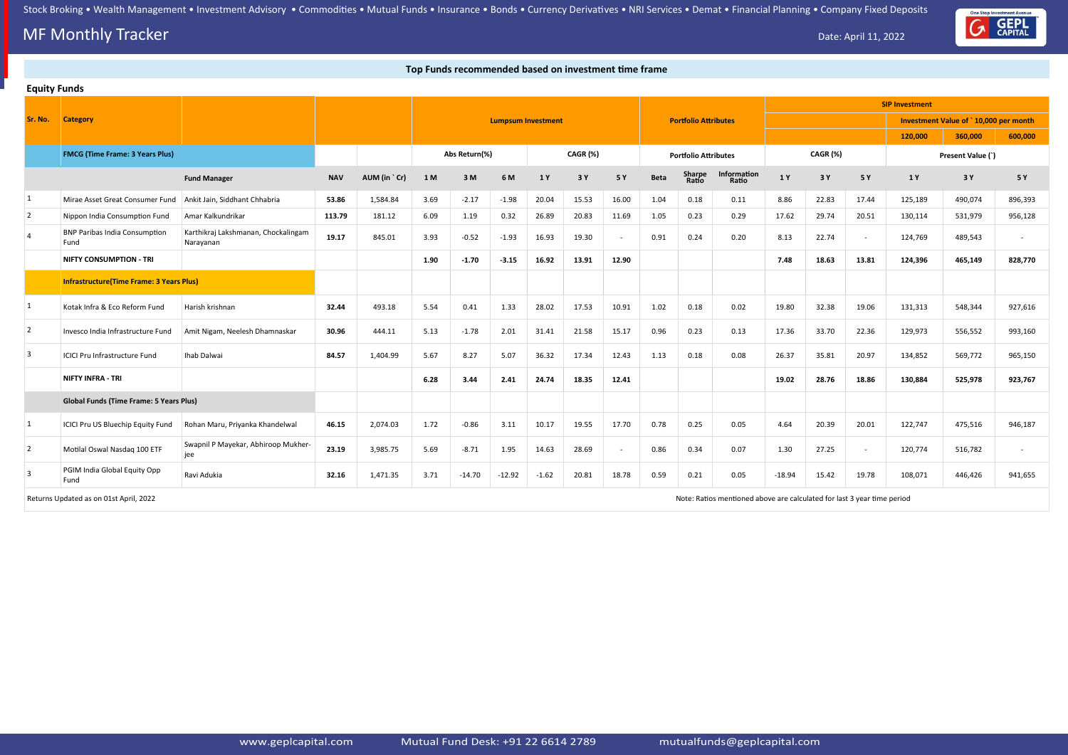# MF Monthly Tracker

Date: April 11, 2022

## Top Funds recommended based on investment time frame

### Equity Funds

| Sr. No. | Category | | | | Lumpsum Investment | | | | | | Portfolio Attributes | | | SIP Investment | | | | | |
|---|---|---|---|---|---|---|---|---|---|---|---|---|---|---|---|---|---|---|---|
| | | | | | | | | | | | | | | | | | Investment Value of ` 10,000 per month | | |
| | | | | | | | | | | | | | | | | | 120,000 | 360,000 | 600,000 |
| | **FMCG (Time Frame: 3 Years Plus)** | | | | Abs Return(%) | | | CAGR (%) | | | Portfolio Attributes | | | CAGR (%) | | | Present Value (`) | | |
| | | Fund Manager | NAV | AUM (in ` Cr) | 1 M | 3 M | 6 M | 1 Y | 3 Y | 5 Y | Beta | Sharpe Ratio | Information Ratio | 1 Y | 3 Y | 5 Y | 1 Y | 3 Y | 5 Y |
| 1 | Mirae Asset Great Consumer Fund | Ankit Jain, Siddhant Chhabria | **53.86** | 1,584.84 | 3.69 | -2.17 | -1.98 | 20.04 | 15.53 | 16.00 | 1.04 | 0.18 | 0.11 | 8.86 | 22.83 | 17.44 | 125,189 | 490,074 | 896,393 |
| 2 | Nippon India Consumption Fund | Amar Kalkundrikar | **113.79** | 181.12 | 6.09 | 1.19 | 0.32 | 26.89 | 20.83 | 11.69 | 1.05 | 0.23 | 0.29 | 17.62 | 29.74 | 20.51 | 130,114 | 531,979 | 956,128 |
| 4 | BNP Paribas India Consumption Fund | Karthikraj Lakshmanan, Chockalingam Narayanan | **19.17** | 845.01 | 3.93 | -0.52 | -1.93 | 16.93 | 19.30 | - | 0.91 | 0.24 | 0.20 | 8.13 | 22.74 | - | 124,769 | 489,543 | - |
| | **NIFTY CONSUMPTION - TRI** | | | | **1.90** | **-1.70** | **-3.15** | **16.92** | **13.91** | **12.90** | | | | **7.48** | **18.63** | **13.81** | **124,396** | **465,149** | **828,770** |
| | **Infrastructure(Time Frame: 3 Years Plus)** | | | | | | | | | | | | | | | | | | |
| 1 | Kotak Infra & Eco Reform Fund | Harish krishnan | **32.44** | 493.18 | 5.54 | 0.41 | 1.33 | 28.02 | 17.53 | 10.91 | 1.02 | 0.18 | 0.02 | 19.80 | 32.38 | 19.06 | 131,313 | 548,344 | 927,616 |
| 2 | Invesco India Infrastructure Fund | Amit Nigam, Neelesh Dhamnaskar | **30.96** | 444.11 | 5.13 | -1.78 | 2.01 | 31.41 | 21.58 | 15.17 | 0.96 | 0.23 | 0.13 | 17.36 | 33.70 | 22.36 | 129,973 | 556,552 | 993,160 |
| 3 | ICICI Pru Infrastructure Fund | Ihab Dalwai | **84.57** | 1,404.99 | 5.67 | 8.27 | 5.07 | 36.32 | 17.34 | 12.43 | 1.13 | 0.18 | 0.08 | 26.37 | 35.81 | 20.97 | 134,852 | 569,772 | 965,150 |
| | **NIFTY INFRA - TRI** | | | | **6.28** | **3.44** | **2.41** | **24.74** | **18.35** | **12.41** | | | | **19.02** | **28.76** | **18.86** | **130,884** | **525,978** | **923,767** |
| | **Global Funds (Time Frame: 5 Years Plus)** | | | | | | | | | | | | | | | | | | |
| 1 | ICICI Pru US Bluechip Equity Fund | Rohan Maru, Priyanka Khandelwal | **46.15** | 2,074.03 | 1.72 | -0.86 | 3.11 | 10.17 | 19.55 | 17.70 | 0.78 | 0.25 | 0.05 | 4.64 | 20.39 | 20.01 | 122,747 | 475,516 | 946,187 |
| 2 | Motilal Oswal Nasdaq 100 ETF | Swapnil P Mayekar, Abhiroop Mukherjee | **23.19** | 3,985.75 | 5.69 | -8.71 | 1.95 | 14.63 | 28.69 | - | 0.86 | 0.34 | 0.07 | 1.30 | 27.25 | - | 120,774 | 516,782 | - |
| 3 | PGIM India Global Equity Opp Fund | Ravi Adukia | **32.16** | 1,471.35 | 3.71 | -14.70 | -12.92 | -1.62 | 20.81 | 18.78 | 0.59 | 0.21 | 0.05 | -18.94 | 15.42 | 19.78 | 108,071 | 446,426 | 941,655 |

Returns Updated as on 01st April, 2022

Note: Ratios mentioned above are calculated for last 3 year time period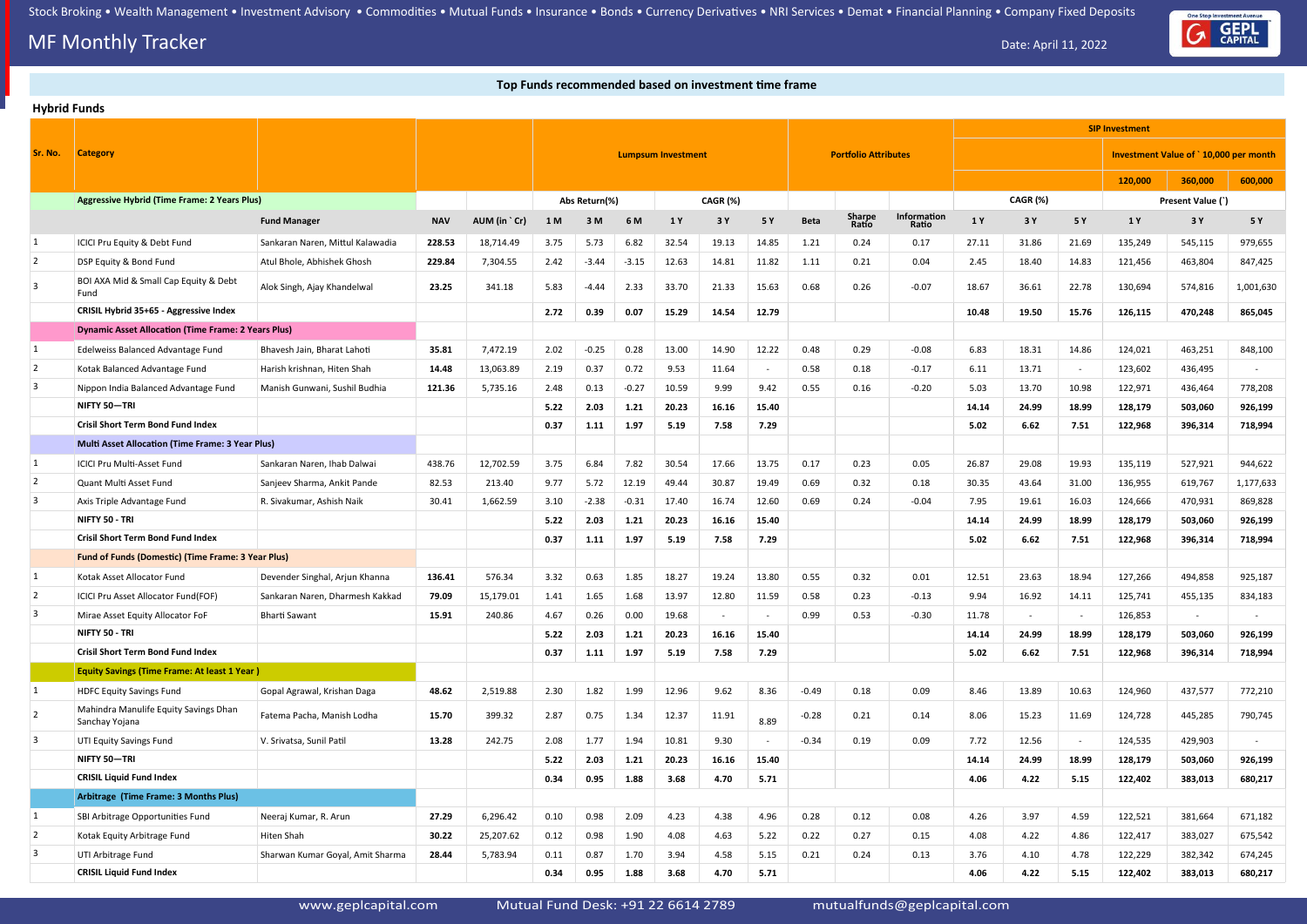## MF Monthly Tracker

Date: April 11, 2022

**Top Funds recommended based on investment time frame**

### Hybrid Funds

| Sr. No. | Category | | | | Lumpsum Investment | | | | | | Portfolio Attributes | | | SIP Investment | | | | | |
|---|---|---|---|---|---|---|---|---|---|---|---|---|---|---|---|---|---|---|---|
| | | | | | | | | | | | | | | | | | Investment Value of ` 10,000 per month | | |
| | | | | | | | | | | | | | | | | | 120,000 | 360,000 | 600,000 |
| | **Aggressive Hybrid (Time Frame: 2 Years Plus)** | | | | Abs Return(%) | | | CAGR (%) | | | | | | CAGR (%) | | | Present Value (`) | | |
| | | Fund Manager | NAV | AUM (in ` Cr) | 1 M | 3 M | 6 M | 1 Y | 3 Y | 5 Y | Beta | Sharpe Ratio | Information Ratio | 1 Y | 3 Y | 5 Y | 1 Y | 3 Y | 5 Y |
| 1 | ICICI Pru Equity & Debt Fund | Sankaran Naren, Mittul Kalawadia | 228.53 | 18,714.49 | 3.75 | 5.73 | 6.82 | 32.54 | 19.13 | 14.85 | 1.21 | 0.24 | 0.17 | 27.11 | 31.86 | 21.69 | 135,249 | 545,115 | 979,655 |
| 2 | DSP Equity & Bond Fund | Atul Bhole, Abhishek Ghosh | 229.84 | 7,304.55 | 2.42 | -3.44 | -3.15 | 12.63 | 14.81 | 11.82 | 1.11 | 0.21 | 0.04 | 2.45 | 18.40 | 14.83 | 121,456 | 463,804 | 847,425 |
| 3 | BOI AXA Mid & Small Cap Equity & Debt Fund | Alok Singh, Ajay Khandelwal | 23.25 | 341.18 | 5.83 | -4.44 | 2.33 | 33.70 | 21.33 | 15.63 | 0.68 | 0.26 | -0.07 | 18.67 | 36.61 | 22.78 | 130,694 | 574,816 | 1,001,630 |
| | **CRISIL Hybrid 35+65 - Aggressive Index** | | | | **2.72** | **0.39** | **0.07** | **15.29** | **14.54** | **12.79** | | | | **10.48** | **19.50** | **15.76** | **126,115** | **470,248** | **865,045** |
| | **Dynamic Asset Allocation (Time Frame: 2 Years Plus)** | | | | | | | | | | | | | | | | | | |
| 1 | Edelweiss Balanced Advantage Fund | Bhavesh Jain, Bharat Lahoti | 35.81 | 7,472.19 | 2.02 | -0.25 | 0.28 | 13.00 | 14.90 | 12.22 | 0.48 | 0.29 | -0.08 | 6.83 | 18.31 | 14.86 | 124,021 | 463,251 | 848,100 |
| 2 | Kotak Balanced Advantage Fund | Harish krishnan, Hiten Shah | 14.48 | 13,063.89 | 2.19 | 0.37 | 0.72 | 9.53 | 11.64 | - | 0.58 | 0.18 | -0.17 | 6.11 | 13.71 | - | 123,602 | 436,495 | - |
| 3 | Nippon India Balanced Advantage Fund | Manish Gunwani, Sushil Budhia | 121.36 | 5,735.16 | 2.48 | 0.13 | -0.27 | 10.59 | 9.99 | 9.42 | 0.55 | 0.16 | -0.20 | 5.03 | 13.70 | 10.98 | 122,971 | 436,464 | 778,208 |
| | **NIFTY 50—TRI** | | | | **5.22** | **2.03** | **1.21** | **20.23** | **16.16** | **15.40** | | | | **14.14** | **24.99** | **18.99** | **128,179** | **503,060** | **926,199** |
| | **Crisil Short Term Bond Fund Index** | | | | **0.37** | **1.11** | **1.97** | **5.19** | **7.58** | **7.29** | | | | **5.02** | **6.62** | **7.51** | **122,968** | **396,314** | **718,994** |
| | **Multi Asset Allocation (Time Frame: 3 Year Plus)** | | | | | | | | | | | | | | | | | | |
| 1 | ICICI Pru Multi-Asset Fund | Sankaran Naren, Ihab Dalwai | 438.76 | 12,702.59 | 3.75 | 6.84 | 7.82 | 30.54 | 17.66 | 13.75 | 0.17 | 0.23 | 0.05 | 26.87 | 29.08 | 19.93 | 135,119 | 527,921 | 944,622 |
| 2 | Quant Multi Asset Fund | Sanjeev Sharma, Ankit Pande | 82.53 | 213.40 | 9.77 | 5.72 | 12.19 | 49.44 | 30.87 | 19.49 | 0.69 | 0.32 | 0.18 | 30.35 | 43.64 | 31.00 | 136,955 | 619,767 | 1,177,633 |
| 3 | Axis Triple Advantage Fund | R. Sivakumar, Ashish Naik | 30.41 | 1,662.59 | 3.10 | -2.38 | -0.31 | 17.40 | 16.74 | 12.60 | 0.69 | 0.24 | -0.04 | 7.95 | 19.61 | 16.03 | 124,666 | 470,931 | 869,828 |
| | **NIFTY 50 - TRI** | | | | **5.22** | **2.03** | **1.21** | **20.23** | **16.16** | **15.40** | | | | **14.14** | **24.99** | **18.99** | **128,179** | **503,060** | **926,199** |
| | **Crisil Short Term Bond Fund Index** | | | | **0.37** | **1.11** | **1.97** | **5.19** | **7.58** | **7.29** | | | | **5.02** | **6.62** | **7.51** | **122,968** | **396,314** | **718,994** |
| | **Fund of Funds (Domestic) (Time Frame: 3 Year Plus)** | | | | | | | | | | | | | | | | | | |
| 1 | Kotak Asset Allocator Fund | Devender Singhal, Arjun Khanna | 136.41 | 576.34 | 3.32 | 0.63 | 1.85 | 18.27 | 19.24 | 13.80 | 0.55 | 0.32 | 0.01 | 12.51 | 23.63 | 18.94 | 127,266 | 494,858 | 925,187 |
| 2 | ICICI Pru Asset Allocator Fund(FOF) | Sankaran Naren, Dharmesh Kakkad | 79.09 | 15,179.01 | 1.41 | 1.65 | 1.68 | 13.97 | 12.80 | 11.59 | 0.58 | 0.23 | -0.13 | 9.94 | 16.92 | 14.11 | 125,741 | 455,135 | 834,183 |
| 3 | Mirae Asset Equity Allocator FoF | Bharti Sawant | 15.91 | 240.86 | 4.67 | 0.26 | 0.00 | 19.68 | - | - | 0.99 | 0.53 | -0.30 | 11.78 | - | - | 126,853 | - | - |
| | **NIFTY 50 - TRI** | | | | **5.22** | **2.03** | **1.21** | **20.23** | **16.16** | **15.40** | | | | **14.14** | **24.99** | **18.99** | **128,179** | **503,060** | **926,199** |
| | **Crisil Short Term Bond Fund Index** | | | | **0.37** | **1.11** | **1.97** | **5.19** | **7.58** | **7.29** | | | | **5.02** | **6.62** | **7.51** | **122,968** | **396,314** | **718,994** |
| | **Equity Savings (Time Frame: At least 1 Year )** | | | | | | | | | | | | | | | | | | |
| 1 | HDFC Equity Savings Fund | Gopal Agrawal, Krishan Daga | 48.62 | 2,519.88 | 2.30 | 1.82 | 1.99 | 12.96 | 9.62 | 8.36 | -0.49 | 0.18 | 0.09 | 8.46 | 13.89 | 10.63 | 124,960 | 437,577 | 772,210 |
| 2 | Mahindra Manulife Equity Savings Dhan Sanchay Yojana | Fatema Pacha, Manish Lodha | 15.70 | 399.32 | 2.87 | 0.75 | 1.34 | 12.37 | 11.91 | 8.89 | -0.28 | 0.21 | 0.14 | 8.06 | 15.23 | 11.69 | 124,728 | 445,285 | 790,745 |
| 3 | UTI Equity Savings Fund | V. Srivatsa, Sunil Patil | 13.28 | 242.75 | 2.08 | 1.77 | 1.94 | 10.81 | 9.30 | - | -0.34 | 0.19 | 0.09 | 7.72 | 12.56 | - | 124,535 | 429,903 | - |
| | **NIFTY 50—TRI** | | | | **5.22** | **2.03** | **1.21** | **20.23** | **16.16** | **15.40** | | | | **14.14** | **24.99** | **18.99** | **128,179** | **503,060** | **926,199** |
| | **CRISIL Liquid Fund Index** | | | | **0.34** | **0.95** | **1.88** | **3.68** | **4.70** | **5.71** | | | | **4.06** | **4.22** | **5.15** | **122,402** | **383,013** | **680,217** |
| | **Arbitrage (Time Frame: 3 Months Plus)** | | | | | | | | | | | | | | | | | | |
| 1 | SBI Arbitrage Opportunities Fund | Neeraj Kumar, R. Arun | 27.29 | 6,296.42 | 0.10 | 0.98 | 2.09 | 4.23 | 4.38 | 4.96 | 0.28 | 0.12 | 0.08 | 4.26 | 3.97 | 4.59 | 122,521 | 381,664 | 671,182 |
| 2 | Kotak Equity Arbitrage Fund | Hiten Shah | 30.22 | 25,207.62 | 0.12 | 0.98 | 1.90 | 4.08 | 4.63 | 5.22 | 0.22 | 0.27 | 0.15 | 4.08 | 4.22 | 4.86 | 122,417 | 383,027 | 675,542 |
| 3 | UTI Arbitrage Fund | Sharwan Kumar Goyal, Amit Sharma | 28.44 | 5,783.94 | 0.11 | 0.87 | 1.70 | 3.94 | 4.58 | 5.15 | 0.21 | 0.24 | 0.13 | 3.76 | 4.10 | 4.78 | 122,229 | 382,342 | 674,245 |
| | **CRISIL Liquid Fund Index** | | | | **0.34** | **0.95** | **1.88** | **3.68** | **4.70** | **5.71** | | | | **4.06** | **4.22** | **5.15** | **122,402** | **383,013** | **680,217** |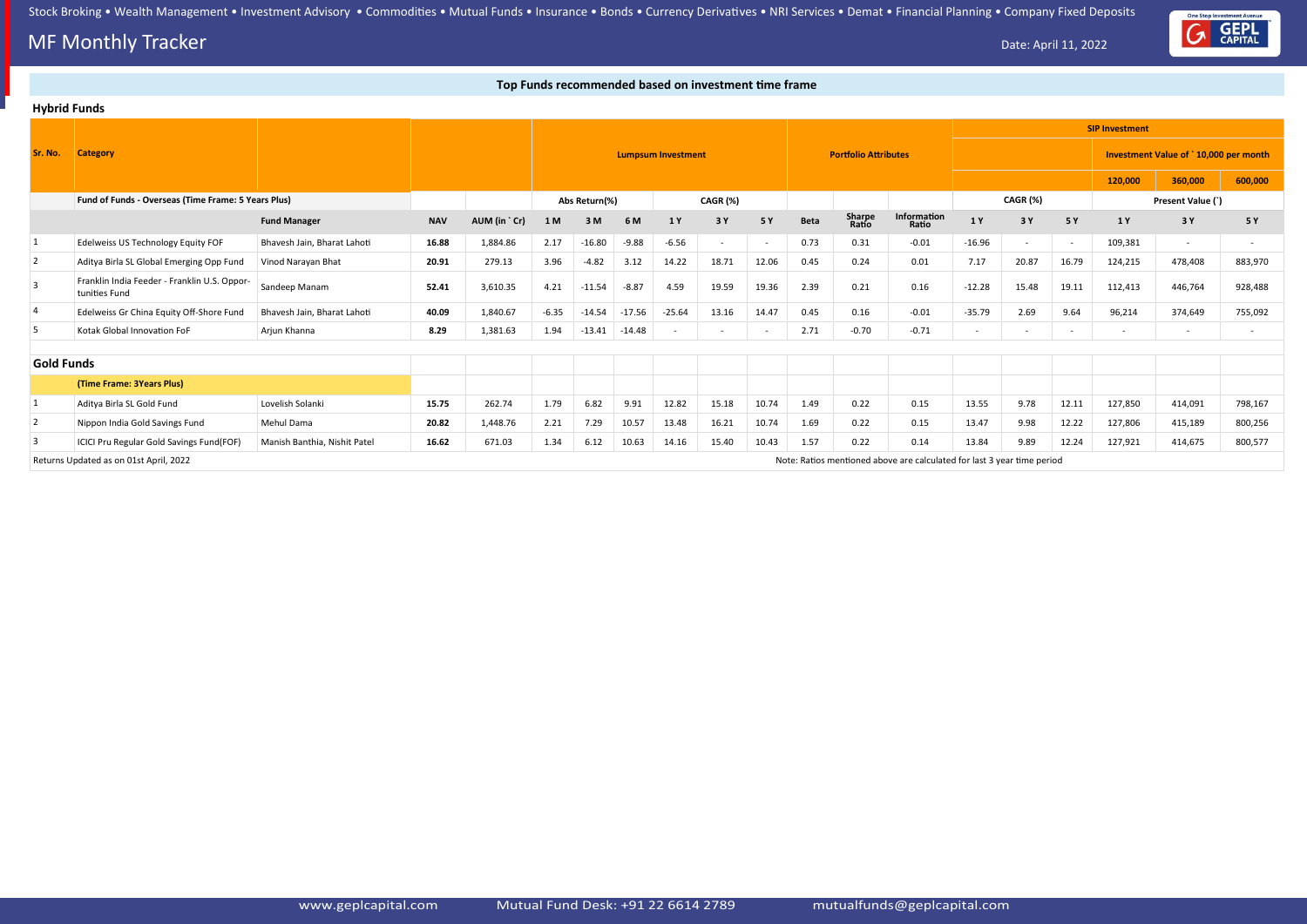# MF Monthly Tracker

Date: April 11, 2022

**Top Funds recommended based on investment time frame**

**Hybrid Funds**

| Sr. No. | Category | | | | Lumpsum Investment | | | | | | Portfolio Attributes | | | SIP Investment | | | | | |
|---|---|---|---|---|---|---|---|---|---|---|---|---|---|---|---|---|---|---|---|
| | | | | | | | | | | | | | | | | | Investment Value of ` 10,000 per month | | |
| | | | | | | | | | | | | | | | | | 120,000 | 360,000 | 600,000 |
| | **Fund of Funds - Overseas (Time Frame: 5 Years Plus)** | | | | Abs Return(%) | | | CAGR (%) | | | | | | CAGR (%) | | | Present Value (`) | | |
| | | **Fund Manager** | **NAV** | **AUM (in ` Cr)** | **1 M** | **3 M** | **6 M** | **1 Y** | **3 Y** | **5 Y** | **Beta** | **Sharpe Ratio** | **Information Ratio** | **1 Y** | **3 Y** | **5 Y** | **1 Y** | **3 Y** | **5 Y** |
| 1 | Edelweiss US Technology Equity FOF | Bhavesh Jain, Bharat Lahoti | **16.88** | 1,884.86 | 2.17 | -16.80 | -9.88 | -6.56 | - | - | 0.73 | 0.31 | -0.01 | -16.96 | - | - | 109,381 | - | - |
| 2 | Aditya Birla SL Global Emerging Opp Fund | Vinod Narayan Bhat | **20.91** | 279.13 | 3.96 | -4.82 | 3.12 | 14.22 | 18.71 | 12.06 | 0.45 | 0.24 | 0.01 | 7.17 | 20.87 | 16.79 | 124,215 | 478,408 | 883,970 |
| 3 | Franklin India Feeder - Franklin U.S. Opportunities Fund | Sandeep Manam | **52.41** | 3,610.35 | 4.21 | -11.54 | -8.87 | 4.59 | 19.59 | 19.36 | 2.39 | 0.21 | 0.16 | -12.28 | 15.48 | 19.11 | 112,413 | 446,764 | 928,488 |
| 4 | Edelweiss Gr China Equity Off-Shore Fund | Bhavesh Jain, Bharat Lahoti | **40.09** | 1,840.67 | -6.35 | -14.54 | -17.56 | -25.64 | 13.16 | 14.47 | 0.45 | 0.16 | -0.01 | -35.79 | 2.69 | 9.64 | 96,214 | 374,649 | 755,092 |
| 5 | Kotak Global Innovation FoF | Arjun Khanna | **8.29** | 1,381.63 | 1.94 | -13.41 | -14.48 | - | - | - | 2.71 | -0.70 | -0.71 | - | - | - | - | - | - |
| **Gold Funds** | | | | | | | | | | | | | | | | | | | |
| | **(Time Frame: 3Years Plus)** | | | | | | | | | | | | | | | | | | |
| 1 | Aditya Birla SL Gold Fund | Lovelish Solanki | **15.75** | 262.74 | 1.79 | 6.82 | 9.91 | 12.82 | 15.18 | 10.74 | 1.49 | 0.22 | 0.15 | 13.55 | 9.78 | 12.11 | 127,850 | 414,091 | 798,167 |
| 2 | Nippon India Gold Savings Fund | Mehul Dama | **20.82** | 1,448.76 | 2.21 | 7.29 | 10.57 | 13.48 | 16.21 | 10.74 | 1.69 | 0.22 | 0.15 | 13.47 | 9.98 | 12.22 | 127,806 | 415,189 | 800,256 |
| 3 | ICICI Pru Regular Gold Savings Fund(FOF) | Manish Banthia, Nishit Patel | **16.62** | 671.03 | 1.34 | 6.12 | 10.63 | 14.16 | 15.40 | 10.43 | 1.57 | 0.22 | 0.14 | 13.84 | 9.89 | 12.24 | 127,921 | 414,675 | 800,577 |

Returns Updated as on 01st April, 2022

Note: Ratios mentioned above are calculated for last 3 year time period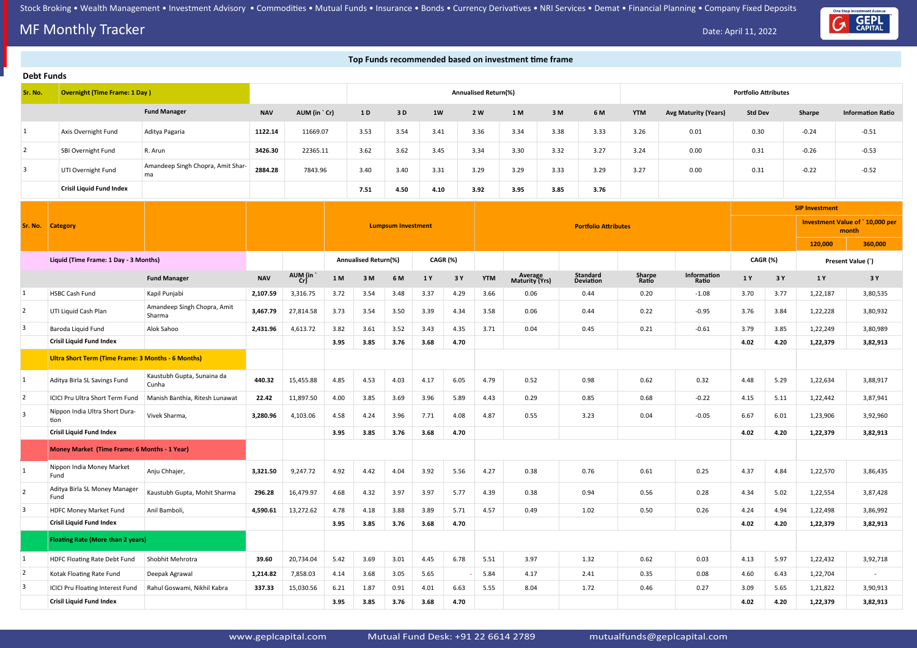# MF Monthly Tracker

Date: April 11, 2022

### Top Funds recommended based on investment time frame

## Debt Funds

| Sr. No. | Overnight (Time Frame: 1 Day ) | Fund Manager | NAV | AUM (in ` Cr) | 1 D | 3 D | 1W | 2 W | 1 M | 3 M | 6 M | YTM | Avg Maturity (Years) | Std Dev | Sharpe | Information Ratio |
|---|---|---|---|---|---|---|---|---|---|---|---|---|---|---|---|---|
| | | | | | Annualised Return(%) | | | | | | | Portfolio Attributes | | | | |
| 1 | Axis Overnight Fund | Aditya Pagaria | 1122.14 | 11669.07 | 3.53 | 3.54 | 3.41 | 3.36 | 3.34 | 3.38 | 3.33 | 3.26 | 0.01 | 0.30 | -0.24 | -0.51 |
| 2 | SBI Overnight Fund | R. Arun | 3426.30 | 22365.11 | 3.62 | 3.62 | 3.45 | 3.34 | 3.30 | 3.32 | 3.27 | 3.24 | 0.00 | 0.31 | -0.26 | -0.53 |
| 3 | UTI Overnight Fund | Amandeep Singh Chopra, Amit Sharma | 2884.28 | 7843.96 | 3.40 | 3.40 | 3.31 | 3.29 | 3.29 | 3.33 | 3.29 | 3.27 | 0.00 | 0.31 | -0.22 | -0.52 |
| | **Crisil Liquid Fund Index** | | | | **7.51** | **4.50** | **4.10** | **3.92** | **3.95** | **3.85** | **3.76** | | | | | |

| Sr. No. | Category | Fund Manager | NAV | AUM (in ` Cr) | 1 M | 3 M | 6 M | 1 Y | 3 Y | YTM | Average Maturity (Yrs) | Standard Deviation | Sharpe Ratio | Information Ratio | 1 Y | 3 Y | 1 Y | 3 Y |
|---|---|---|---|---|---|---|---|---|---|---|---|---|---|---|---|---|---|---|
| | | | | | Lumpsum Investment | | | | | Portfolio Attributes | | | | | SIP Investment | | | |
| | | | | | Annualised Return(%) | | | CAGR (%) | | | | | | | CAGR (%) | | Investment Value of ` 10,000 per month – Present Value (`) 120,000 | 360,000 |
| | **Liquid (Time Frame: 1 Day - 3 Months)** | | | | | | | | | | | | | | | | | |
| 1 | HSBC Cash Fund | Kapil Punjabi | 2,107.59 | 3,316.75 | 3.72 | 3.54 | 3.48 | 3.37 | 4.29 | 3.66 | 0.06 | 0.44 | 0.20 | -1.08 | 3.70 | 3.77 | 1,22,187 | 3,80,535 |
| 2 | UTI Liquid Cash Plan | Amandeep Singh Chopra, Amit Sharma | 3,467.79 | 27,814.58 | 3.73 | 3.54 | 3.50 | 3.39 | 4.34 | 3.58 | 0.06 | 0.44 | 0.22 | -0.95 | 3.76 | 3.84 | 1,22,228 | 3,80,932 |
| 3 | Baroda Liquid Fund | Alok Sahoo | 2,431.96 | 4,613.72 | 3.82 | 3.61 | 3.52 | 3.43 | 4.35 | 3.71 | 0.04 | 0.45 | 0.21 | -0.61 | 3.79 | 3.85 | 1,22,249 | 3,80,989 |
| | **Crisil Liquid Fund Index** | | | | **3.95** | **3.85** | **3.76** | **3.68** | **4.70** | | | | | | **4.02** | **4.20** | **1,22,379** | **3,82,913** |
| | **Ultra Short Term (Time Frame: 3 Months - 6 Months)** | | | | | | | | | | | | | | | | | |
| 1 | Aditya Birla SL Savings Fund | Kaustubh Gupta, Sunaina da Cunha | 440.32 | 15,455.88 | 4.85 | 4.53 | 4.03 | 4.17 | 6.05 | 4.79 | 0.52 | 0.98 | 0.62 | 0.32 | 4.48 | 5.29 | 1,22,634 | 3,88,917 |
| 2 | ICICI Pru Ultra Short Term Fund | Manish Banthia, Ritesh Lunawat | 22.42 | 11,897.50 | 4.00 | 3.85 | 3.69 | 3.96 | 5.89 | 4.43 | 0.29 | 0.85 | 0.68 | -0.22 | 4.15 | 5.11 | 1,22,442 | 3,87,941 |
| 3 | Nippon India Ultra Short Duration | Vivek Sharma, | 3,280.96 | 4,103.06 | 4.58 | 4.24 | 3.96 | 7.71 | 4.08 | 4.87 | 0.55 | 3.23 | 0.04 | -0.05 | 6.67 | 6.01 | 1,23,906 | 3,92,960 |
| | **Crisil Liquid Fund Index** | | | | **3.95** | **3.85** | **3.76** | **3.68** | **4.70** | | | | | | **4.02** | **4.20** | **1,22,379** | **3,82,913** |
| | **Money Market (Time Frame: 6 Months - 1 Year)** | | | | | | | | | | | | | | | | | |
| 1 | Nippon India Money Market Fund | Anju Chhajer, | 3,321.50 | 9,247.72 | 4.92 | 4.42 | 4.04 | 3.92 | 5.56 | 4.27 | 0.38 | 0.76 | 0.61 | 0.25 | 4.37 | 4.84 | 1,22,570 | 3,86,435 |
| 2 | Aditya Birla SL Money Manager Fund | Kaustubh Gupta, Mohit Sharma | 296.28 | 16,479.97 | 4.68 | 4.32 | 3.97 | 3.97 | 5.77 | 4.39 | 0.38 | 0.94 | 0.56 | 0.28 | 4.34 | 5.02 | 1,22,554 | 3,87,428 |
| 3 | HDFC Money Market Fund | Anil Bamboli, | 4,590.61 | 13,272.62 | 4.78 | 4.18 | 3.88 | 3.89 | 5.71 | 4.57 | 0.49 | 1.02 | 0.50 | 0.26 | 4.24 | 4.94 | 1,22,498 | 3,86,992 |
| | **Crisil Liquid Fund Index** | | | | **3.95** | **3.85** | **3.76** | **3.68** | **4.70** | | | | | | **4.02** | **4.20** | **1,22,379** | **3,82,913** |
| | **Floating Rate (More than 2 years)** | | | | | | | | | | | | | | | | | |
| 1 | HDFC Floating Rate Debt Fund | Shobhit Mehrotra | 39.60 | 20,734.04 | 5.42 | 3.69 | 3.01 | 4.45 | 6.78 | 5.51 | 3.97 | 1.32 | 0.62 | 0.03 | 4.13 | 5.97 | 1,22,432 | 3,92,718 |
| 2 | Kotak Floating Rate Fund | Deepak Agrawal | 1,214.82 | 7,858.03 | 4.14 | 3.68 | 3.05 | 5.65 | - | 5.84 | 4.17 | 2.41 | 0.35 | 0.08 | 4.60 | 6.43 | 1,22,704 | - |
| 3 | ICICI Pru Floating Interest Fund | Rahul Goswami, Nikhil Kabra | 337.33 | 15,030.56 | 6.21 | 1.87 | 0.91 | 4.01 | 6.63 | 5.55 | 8.04 | 1.72 | 0.46 | 0.27 | 3.09 | 5.65 | 1,21,822 | 3,90,913 |
| | **Crisil Liquid Fund Index** | | | | **3.95** | **3.85** | **3.76** | **3.68** | **4.70** | | | | | | **4.02** | **4.20** | **1,22,379** | **3,82,913** |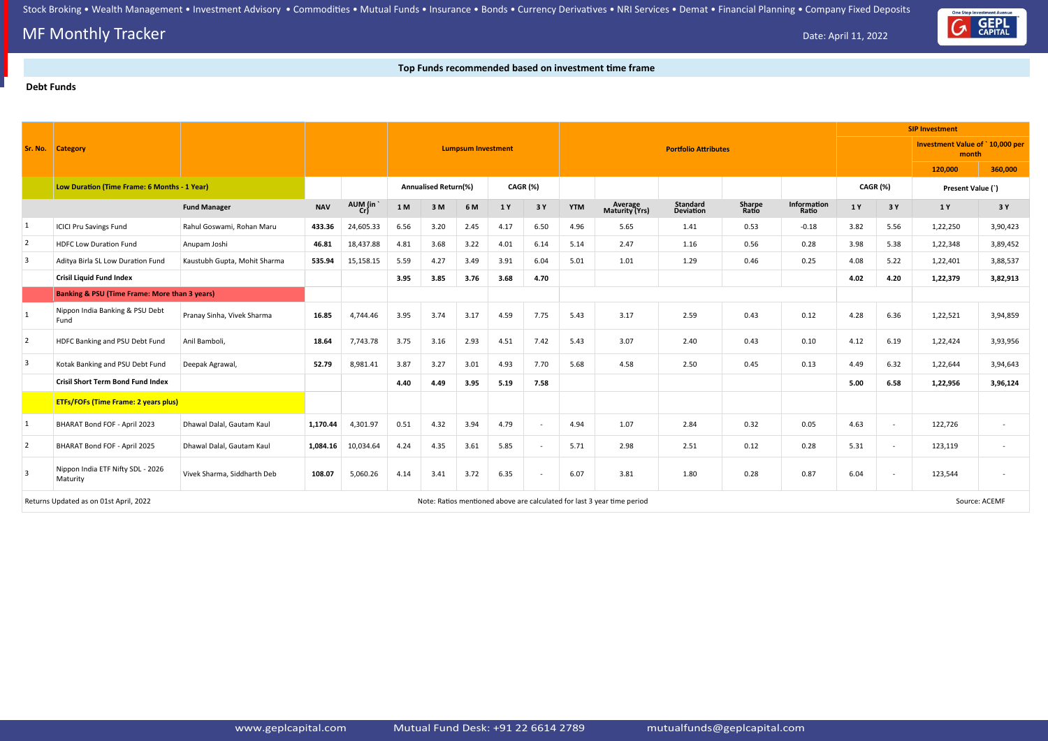MF Monthly Tracker

Date: April 11, 2022

**Top Funds recommended based on investment time frame**

**Debt Funds**

| Sr. No. | Category | | | | Lumpsum Investment | | | | | Portfolio Attributes | | | | | SIP Investment | | | |
|---|---|---|---|---|---|---|---|---|---|---|---|---|---|---|---|---|---|---|
| | | | | | | | | | | | | | | | | | Investment Value of ` 10,000 per month | |
| | | | | | | | | | | | | | | | | | 120,000 | 360,000 |
| | **Low Duration (Time Frame: 6 Months - 1 Year)** | | | | Annualised Return(%) | | | CAGR (%) | | | | | | | CAGR (%) | | Present Value (`) | |
| | | **Fund Manager** | **NAV** | **AUM (in ` Cr)** | **1 M** | **3 M** | **6 M** | **1 Y** | **3 Y** | **YTM** | **Average Maturity (Yrs)** | **Standard Deviation** | **Sharpe Ratio** | **Information Ratio** | **1 Y** | **3 Y** | **1 Y** | **3 Y** |
| 1 | ICICI Pru Savings Fund | Rahul Goswami, Rohan Maru | **433.36** | 24,605.33 | 6.56 | 3.20 | 2.45 | 4.17 | 6.50 | 4.96 | 5.65 | 1.41 | 0.53 | -0.18 | 3.82 | 5.56 | 1,22,250 | 3,90,423 |
| 2 | HDFC Low Duration Fund | Anupam Joshi | **46.81** | 18,437.88 | 4.81 | 3.68 | 3.22 | 4.01 | 6.14 | 5.14 | 2.47 | 1.16 | 0.56 | 0.28 | 3.98 | 5.38 | 1,22,348 | 3,89,452 |
| 3 | Aditya Birla SL Low Duration Fund | Kaustubh Gupta, Mohit Sharma | **535.94** | 15,158.15 | 5.59 | 4.27 | 3.49 | 3.91 | 6.04 | 5.01 | 1.01 | 1.29 | 0.46 | 0.25 | 4.08 | 5.22 | 1,22,401 | 3,88,537 |
| | **Crisil Liquid Fund Index** | | | | **3.95** | **3.85** | **3.76** | **3.68** | **4.70** | | | | | | **4.02** | **4.20** | **1,22,379** | **3,82,913** |
| | **Banking & PSU (Time Frame: More than 3 years)** | | | | | | | | | | | | | | | | | |
| 1 | Nippon India Banking & PSU Debt Fund | Pranay Sinha, Vivek Sharma | **16.85** | 4,744.46 | 3.95 | 3.74 | 3.17 | 4.59 | 7.75 | 5.43 | 3.17 | 2.59 | 0.43 | 0.12 | 4.28 | 6.36 | 1,22,521 | 3,94,859 |
| 2 | HDFC Banking and PSU Debt Fund | Anil Bamboli, | **18.64** | 7,743.78 | 3.75 | 3.16 | 2.93 | 4.51 | 7.42 | 5.43 | 3.07 | 2.40 | 0.43 | 0.10 | 4.12 | 6.19 | 1,22,424 | 3,93,956 |
| 3 | Kotak Banking and PSU Debt Fund | Deepak Agrawal, | **52.79** | 8,981.41 | 3.87 | 3.27 | 3.01 | 4.93 | 7.70 | 5.68 | 4.58 | 2.50 | 0.45 | 0.13 | 4.49 | 6.32 | 1,22,644 | 3,94,643 |
| | **Crisil Short Term Bond Fund Index** | | | | **4.40** | **4.49** | **3.95** | **5.19** | **7.58** | | | | | | **5.00** | **6.58** | **1,22,956** | **3,96,124** |
| | **ETFs/FOFs (Time Frame: 2 years plus)** | | | | | | | | | | | | | | | | | |
| 1 | BHARAT Bond FOF - April 2023 | Dhawal Dalal, Gautam Kaul | **1,170.44** | 4,301.97 | 0.51 | 4.32 | 3.94 | 4.79 | - | 4.94 | 1.07 | 2.84 | 0.32 | 0.05 | 4.63 | - | 122,726 | - |
| 2 | BHARAT Bond FOF - April 2025 | Dhawal Dalal, Gautam Kaul | **1,084.16** | 10,034.64 | 4.24 | 4.35 | 3.61 | 5.85 | - | 5.71 | 2.98 | 2.51 | 0.12 | 0.28 | 5.31 | - | 123,119 | - |
| 3 | Nippon India ETF Nifty SDL - 2026 Maturity | Vivek Sharma, Siddharth Deb | **108.07** | 5,060.26 | 4.14 | 3.41 | 3.72 | 6.35 | - | 6.07 | 3.81 | 1.80 | 0.28 | 0.87 | 6.04 | - | 123,544 | - |

Returns Updated as on 01st April, 2022

Note: Ratios mentioned above are calculated for last 3 year time period

Source: ACEMF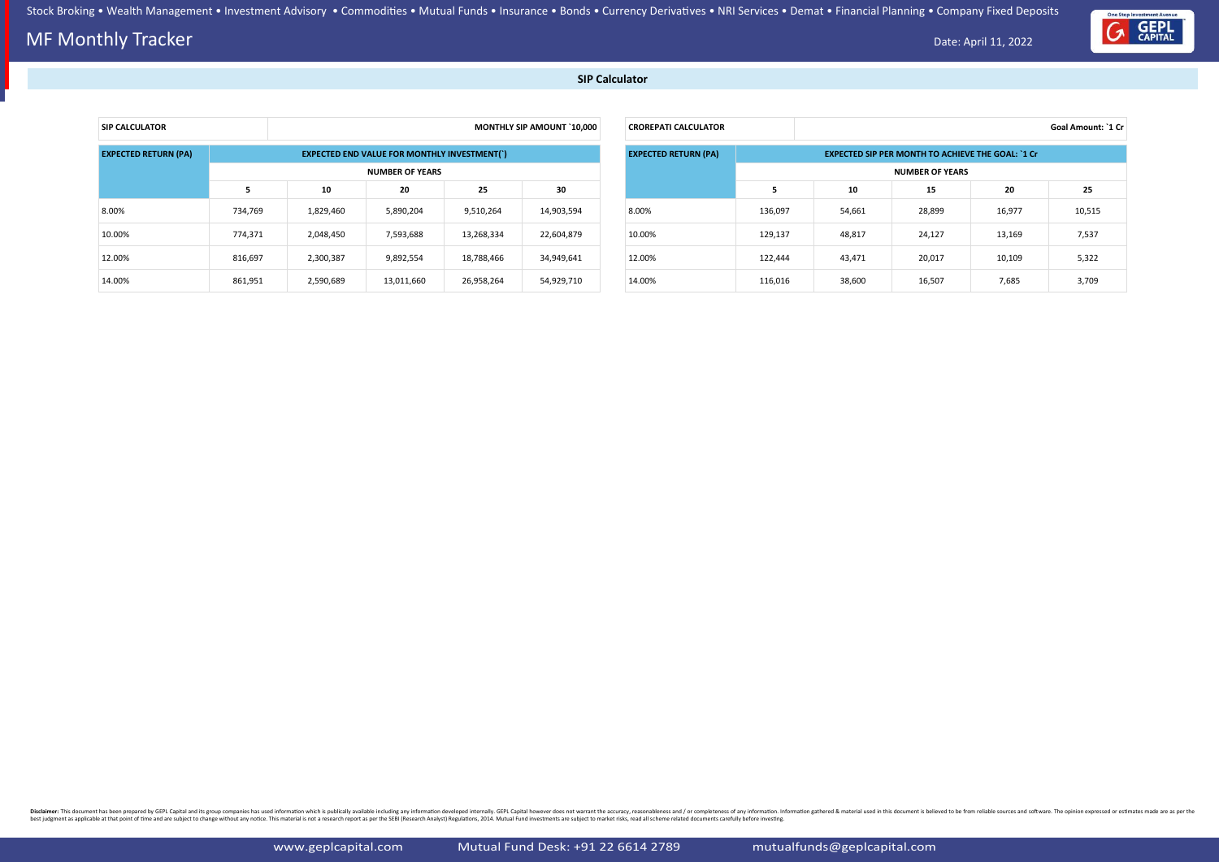## SIP Calculator

| SIP CALCULATOR | | MONTHLY SIP AMOUNT `10,000 | | |
|---|---|---|---|---|
| **EXPECTED RETURN (PA)** | **EXPECTED END VALUE FOR MONTHLY INVESTMENT(`)** | | | | |

| EXPECTED RETURN (PA) | NUMBER OF YEARS | | | | |
|---|---|---|---|---|---|
| | 5 | 10 | 20 | 25 | 30 |
| 8.00% | 734,769 | 1,829,460 | 5,890,204 | 9,510,264 | 14,903,594 |
| 10.00% | 774,371 | 2,048,450 | 7,593,688 | 13,268,334 | 22,604,879 |
| 12.00% | 816,697 | 2,300,387 | 9,892,554 | 18,788,466 | 34,949,641 |
| 14.00% | 861,951 | 2,590,689 | 13,011,660 | 26,958,264 | 54,929,710 |

**CROREPATI CALCULATOR** — Goal Amount: `1 Cr

**EXPECTED SIP PER MONTH TO ACHIEVE THE GOAL: `1 Cr**

| EXPECTED RETURN (PA) | NUMBER OF YEARS | | | | |
|---|---|---|---|---|---|
| | 5 | 10 | 15 | 20 | 25 |
| 8.00% | 136,097 | 54,661 | 28,899 | 16,977 | 10,515 |
| 10.00% | 129,137 | 48,817 | 24,127 | 13,169 | 7,537 |
| 12.00% | 122,444 | 43,471 | 20,017 | 10,109 | 5,322 |
| 14.00% | 116,016 | 38,600 | 16,507 | 7,685 | 3,709 |

**Disclaimer:** This document has been prepared by GEPL Capital and its group companies has used information which is publically available including any information developed internally. GEPL Capital however does not warrant the accuracy, reasonableness and / or completeness of any information. Information gathered & material used in this document is believed to be from reliable sources and software. The opinion expressed or estimates made are as per the best judgment as applicable at that point of time and are subject to change without any notice. This material is not a research report as per the SEBI (Research Analyst) Regulations, 2014. Mutual Fund investments are subject to market risks, read all scheme related documents carefully before investing.